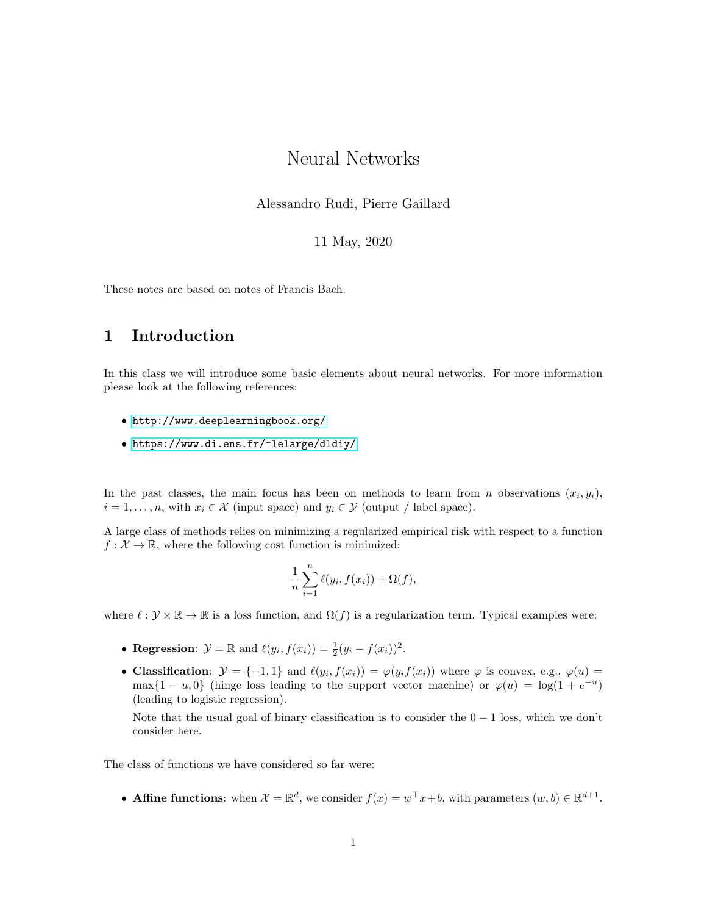# Neural Networks

Alessandro Rudi, Pierre Gaillard

11 May, 2020

These notes are based on notes of Francis Bach.

## 1 Introduction

In this class we will introduce some basic elements about neural networks. For more information please look at the following references:

- http://www.deeplearningbook.org/
- https://www.di.ens.fr/~lelarge/dldiy/

In the past classes, the main focus has been on methods to learn from $n$ observations $(x_i, y_i)$, $i = 1, \ldots, n$, with $x_i \in \mathcal{X}$ (input space) and $y_i \in \mathcal{Y}$ (output / label space).

A large class of methods relies on minimizing a regularized empirical risk with respect to a function $f : \mathcal{X} \to \mathbb{R}$, where the following cost function is minimized:

$$\frac{1}{n} \sum_{i=1}^{n} \ell(y_i, f(x_i)) + \Omega(f),$$

where $\ell : \mathcal{Y} \times \mathbb{R} \to \mathbb{R}$ is a loss function, and $\Omega(f)$ is a regularization term. Typical examples were:

- **Regression**: $\mathcal{Y} = \mathbb{R}$ and $\ell(y_i, f(x_i)) = \frac{1}{2}(y_i - f(x_i))^2$.
- **Classification**: $\mathcal{Y} = \{-1, 1\}$ and $\ell(y_i, f(x_i)) = \varphi(y_i f(x_i))$ where $\varphi$ is convex, e.g., $\varphi(u) = \max\{1 - u, 0\}$ (hinge loss leading to the support vector machine) or $\varphi(u) = \log(1 + e^{-u})$ (leading to logistic regression).

  Note that the usual goal of binary classification is to consider the $0 - 1$ loss, which we don't consider here.

The class of functions we have considered so far were:

- **Affine functions**: when $\mathcal{X} = \mathbb{R}^d$, we consider $f(x) = w^\top x + b$, with parameters $(w, b) \in \mathbb{R}^{d+1}$.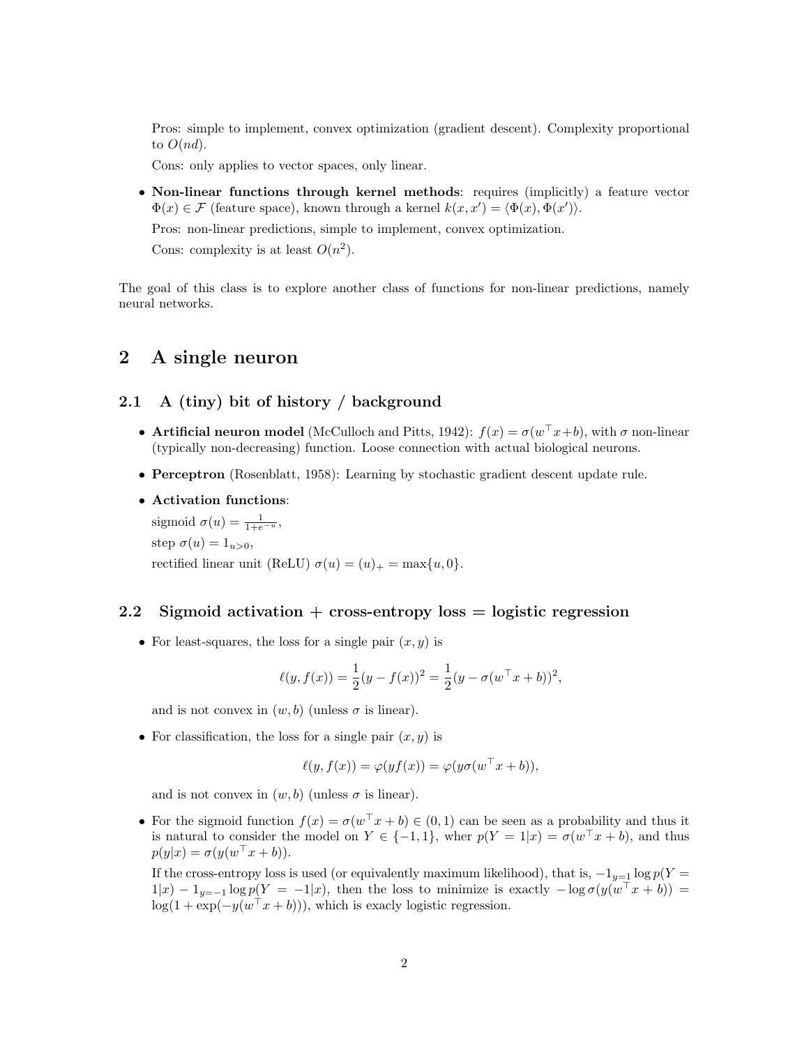Pros: simple to implement, convex optimization (gradient descent). Complexity proportional to $O(nd)$.

Cons: only applies to vector spaces, only linear.

- **Non-linear functions through kernel methods**: requires (implicitly) a feature vector $\Phi(x) \in \mathcal{F}$ (feature space), known through a kernel $k(x, x') = \langle \Phi(x), \Phi(x') \rangle$.

  Pros: non-linear predictions, simple to implement, convex optimization.

  Cons: complexity is at least $O(n^2)$.

The goal of this class is to explore another class of functions for non-linear predictions, namely neural networks.

## 2 A single neuron

### 2.1 A (tiny) bit of history / background

- **Artificial neuron model** (McCulloch and Pitts, 1942): $f(x) = \sigma(w^\top x + b)$, with $\sigma$ non-linear (typically non-decreasing) function. Loose connection with actual biological neurons.
- **Perceptron** (Rosenblatt, 1958): Learning by stochastic gradient descent update rule.
- **Activation functions**:

  sigmoid $\sigma(u) = \frac{1}{1+e^{-u}}$,

  step $\sigma(u) = 1_{u>0}$,

  rectified linear unit (ReLU) $\sigma(u) = (u)_+ = \max\{u, 0\}$.

### 2.2 Sigmoid activation + cross-entropy loss = logistic regression

- For least-squares, the loss for a single pair $(x, y)$ is

$$\ell(y, f(x)) = \frac{1}{2}(y - f(x))^2 = \frac{1}{2}(y - \sigma(w^\top x + b))^2,$$

  and is not convex in $(w, b)$ (unless $\sigma$ is linear).

- For classification, the loss for a single pair $(x, y)$ is

$$\ell(y, f(x)) = \varphi(yf(x)) = \varphi(y\sigma(w^\top x + b)),$$

  and is not convex in $(w, b)$ (unless $\sigma$ is linear).

- For the sigmoid function $f(x) = \sigma(w^\top x + b) \in (0, 1)$ can be seen as a probability and thus it is natural to consider the model on $Y \in \{-1, 1\}$, wher $p(Y = 1|x) = \sigma(w^\top x + b)$, and thus $p(y|x) = \sigma(y(w^\top x + b))$.

  If the cross-entropy loss is used (or equivalently maximum likelihood), that is, $-1_{y=1} \log p(Y = 1|x) - 1_{y=-1} \log p(Y = -1|x)$, then the loss to minimize is exactly $-\log \sigma(y(w^\top x + b)) = \log(1 + \exp(-y(w^\top x + b)))$, which is exacly logistic regression.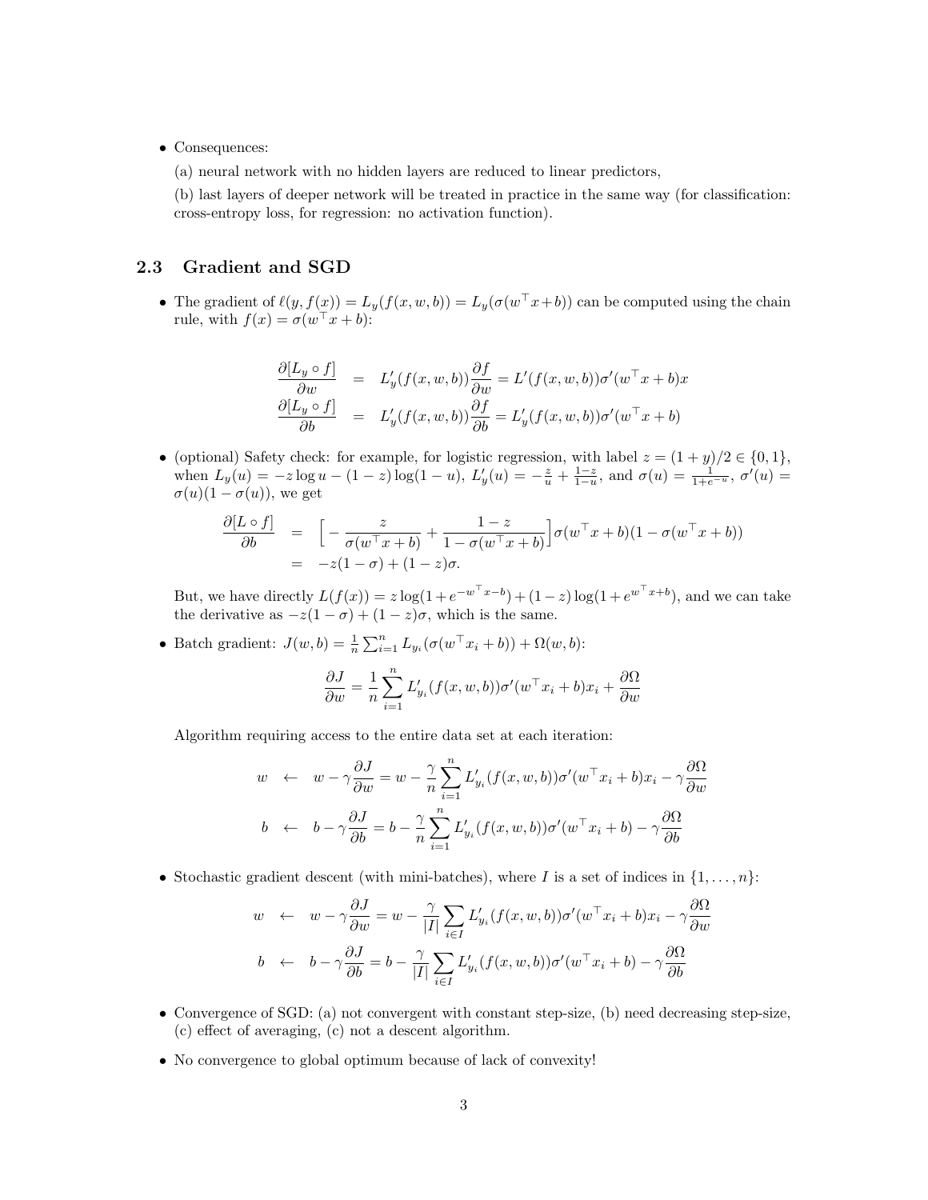- Consequences:

  (a) neural network with no hidden layers are reduced to linear predictors,

  (b) last layers of deeper network will be treated in practice in the same way (for classification: cross-entropy loss, for regression: no activation function).

### 2.3 Gradient and SGD

- The gradient of $\ell(y, f(x)) = L_y(f(x, w, b)) = L_y(\sigma(w^\top x + b))$ can be computed using the chain rule, with $f(x) = \sigma(w^\top x + b)$:

$$
\begin{aligned}
\frac{\partial [L_y \circ f]}{\partial w} &= L'_y(f(x, w, b)) \frac{\partial f}{\partial w} = L'(f(x, w, b))\sigma'(w^\top x + b)x \\
\frac{\partial [L_y \circ f]}{\partial b} &= L'_y(f(x, w, b)) \frac{\partial f}{\partial b} = L'_y(f(x, w, b))\sigma'(w^\top x + b)
\end{aligned}
$$

- (optional) Safety check: for example, for logistic regression, with label $z = (1 + y)/2 \in \{0, 1\}$, when $L_y(u) = -z \log u - (1 - z) \log(1 - u)$, $L'_y(u) = -\frac{z}{u} + \frac{1-z}{1-u}$, and $\sigma(u) = \frac{1}{1+e^{-u}}$, $\sigma'(u) = \sigma(u)(1 - \sigma(u))$, we get

$$
\begin{aligned}
\frac{\partial [L \circ f]}{\partial b} &= \Big[ -\frac{z}{\sigma(w^\top x + b)} + \frac{1 - z}{1 - \sigma(w^\top x + b)} \Big] \sigma(w^\top x + b)(1 - \sigma(w^\top x + b)) \\
&= -z(1 - \sigma) + (1 - z)\sigma.
\end{aligned}
$$

  But, we have directly $L(f(x)) = z \log(1 + e^{-w^\top x - b}) + (1 - z) \log(1 + e^{w^\top x + b})$, and we can take the derivative as $-z(1 - \sigma) + (1 - z)\sigma$, which is the same.

- Batch gradient: $J(w, b) = \frac{1}{n} \sum_{i=1}^n L_{y_i}(\sigma(w^\top x_i + b)) + \Omega(w, b)$:

$$
\frac{\partial J}{\partial w} = \frac{1}{n} \sum_{i=1}^n L'_{y_i}(f(x, w, b))\sigma'(w^\top x_i + b)x_i + \frac{\partial \Omega}{\partial w}
$$

  Algorithm requiring access to the entire data set at each iteration:

$$
\begin{aligned}
w &\leftarrow w - \gamma \frac{\partial J}{\partial w} = w - \frac{\gamma}{n} \sum_{i=1}^n L'_{y_i}(f(x, w, b))\sigma'(w^\top x_i + b)x_i - \gamma \frac{\partial \Omega}{\partial w} \\
b &\leftarrow b - \gamma \frac{\partial J}{\partial b} = b - \frac{\gamma}{n} \sum_{i=1}^n L'_{y_i}(f(x, w, b))\sigma'(w^\top x_i + b) - \gamma \frac{\partial \Omega}{\partial b}
\end{aligned}
$$

- Stochastic gradient descent (with mini-batches), where $I$ is a set of indices in $\{1, \dots, n\}$:

$$
\begin{aligned}
w &\leftarrow w - \gamma \frac{\partial J}{\partial w} = w - \frac{\gamma}{|I|} \sum_{i \in I} L'_{y_i}(f(x, w, b))\sigma'(w^\top x_i + b)x_i - \gamma \frac{\partial \Omega}{\partial w} \\
b &\leftarrow b - \gamma \frac{\partial J}{\partial b} = b - \frac{\gamma}{|I|} \sum_{i \in I} L'_{y_i}(f(x, w, b))\sigma'(w^\top x_i + b) - \gamma \frac{\partial \Omega}{\partial b}
\end{aligned}
$$

- Convergence of SGD: (a) not convergent with constant step-size, (b) need decreasing step-size, (c) effect of averaging, (c) not a descent algorithm.

- No convergence to global optimum because of lack of convexity!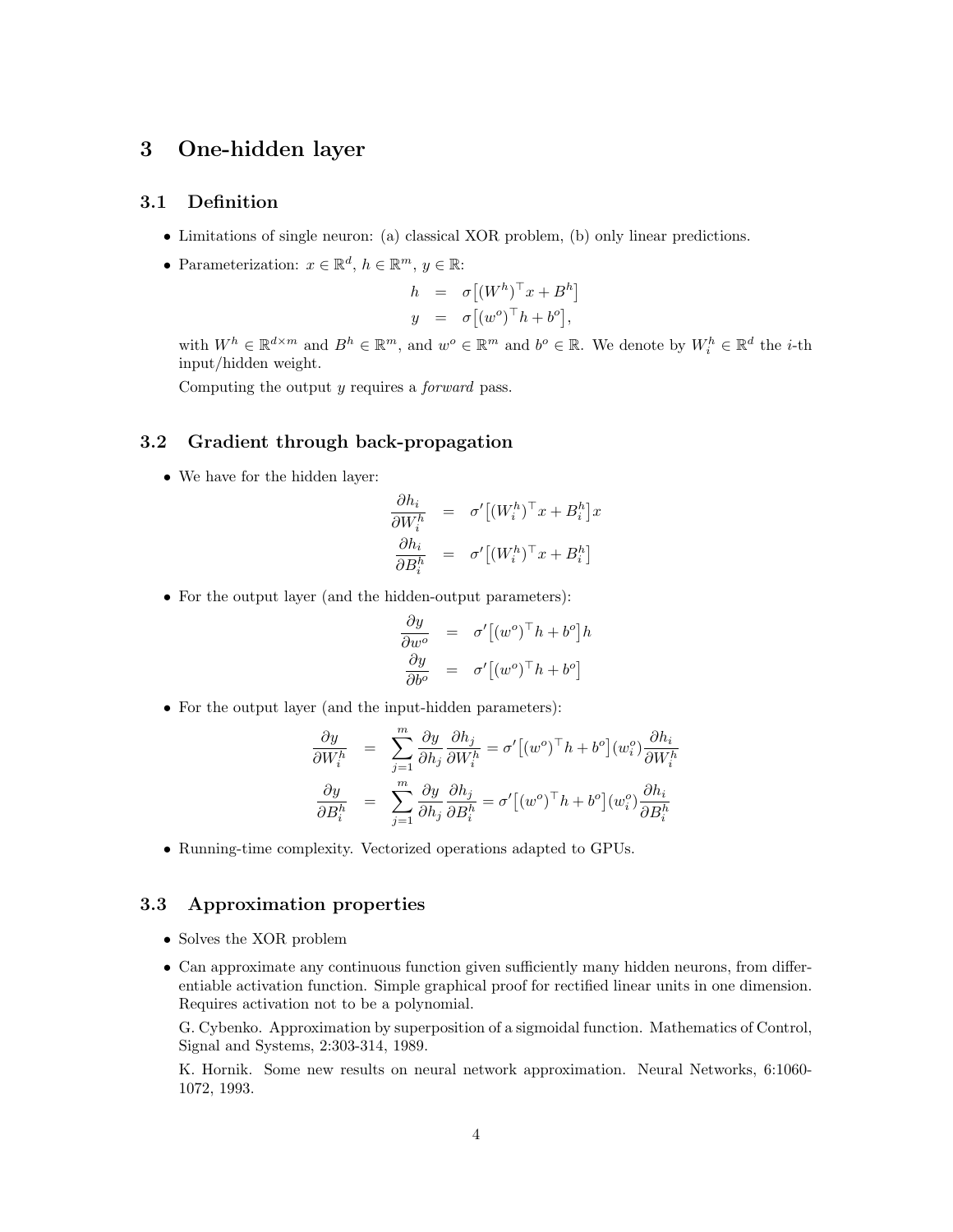## 3 One-hidden layer

### 3.1 Definition

- Limitations of single neuron: (a) classical XOR problem, (b) only linear predictions.
- Parameterization: $x \in \mathbb{R}^d$, $h \in \mathbb{R}^m$, $y \in \mathbb{R}$:

$$
\begin{aligned}
h &= \sigma\big[(W^h)^\top x + B^h\big] \\
y &= \sigma\big[(w^o)^\top h + b^o\big],
\end{aligned}
$$

  with $W^h \in \mathbb{R}^{d \times m}$ and $B^h \in \mathbb{R}^m$, and $w^o \in \mathbb{R}^m$ and $b^o \in \mathbb{R}$. We denote by $W_i^h \in \mathbb{R}^d$ the $i$-th input/hidden weight.

  Computing the output $y$ requires a *forward* pass.

### 3.2 Gradient through back-propagation

- We have for the hidden layer:

$$
\begin{aligned}
\frac{\partial h_i}{\partial W_i^h} &= \sigma'\big[(W_i^h)^\top x + B_i^h\big] x \\
\frac{\partial h_i}{\partial B_i^h} &= \sigma'\big[(W_i^h)^\top x + B_i^h\big]
\end{aligned}
$$

- For the output layer (and the hidden-output parameters):

$$
\begin{aligned}
\frac{\partial y}{\partial w^o} &= \sigma'\big[(w^o)^\top h + b^o\big] h \\
\frac{\partial y}{\partial b^o} &= \sigma'\big[(w^o)^\top h + b^o\big]
\end{aligned}
$$

- For the output layer (and the input-hidden parameters):

$$
\begin{aligned}
\frac{\partial y}{\partial W_i^h} &= \sum_{j=1}^m \frac{\partial y}{\partial h_j} \frac{\partial h_j}{\partial W_i^h} = \sigma'\big[(w^o)^\top h + b^o\big](w_i^o) \frac{\partial h_i}{\partial W_i^h} \\
\frac{\partial y}{\partial B_i^h} &= \sum_{j=1}^m \frac{\partial y}{\partial h_j} \frac{\partial h_j}{\partial B_i^h} = \sigma'\big[(w^o)^\top h + b^o\big](w_i^o) \frac{\partial h_i}{\partial B_i^h}
\end{aligned}
$$

- Running-time complexity. Vectorized operations adapted to GPUs.

### 3.3 Approximation properties

- Solves the XOR problem
- Can approximate any continuous function given sufficiently many hidden neurons, from differentiable activation function. Simple graphical proof for rectified linear units in one dimension. Requires activation not to be a polynomial.

  G. Cybenko. Approximation by superposition of a sigmoidal function. Mathematics of Control, Signal and Systems, 2:303-314, 1989.

  K. Hornik. Some new results on neural network approximation. Neural Networks, 6:1060-1072, 1993.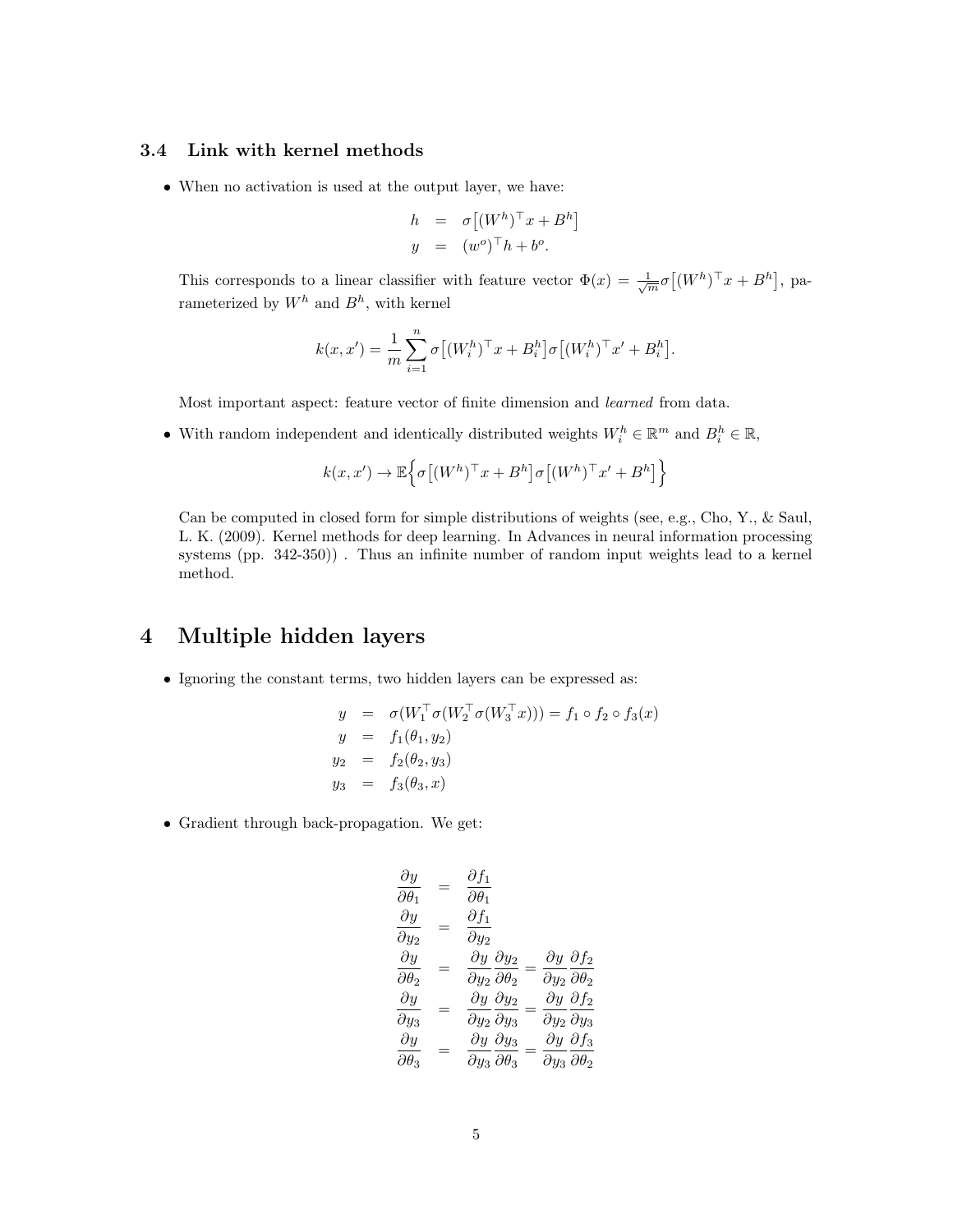### 3.4 Link with kernel methods

- When no activation is used at the output layer, we have:

$$
\begin{aligned}
h &= \sigma\big[(W^h)^\top x + B^h\big] \\
y &= (w^o)^\top h + b^o.
\end{aligned}
$$

  This corresponds to a linear classifier with feature vector $\Phi(x) = \frac{1}{\sqrt{m}}\sigma\big[(W^h)^\top x + B^h\big]$, parameterized by $W^h$ and $B^h$, with kernel

$$
k(x,x') = \frac{1}{m}\sum_{i=1}^{n} \sigma\big[(W_i^h)^\top x + B_i^h\big]\sigma\big[(W_i^h)^\top x' + B_i^h\big].
$$

  Most important aspect: feature vector of finite dimension and *learned* from data.

- With random independent and identically distributed weights $W_i^h \in \mathbb{R}^m$ and $B_i^h \in \mathbb{R}$,

$$
k(x,x') \to \mathbb{E}\Big\{\sigma\big[(W^h)^\top x + B^h\big]\sigma\big[(W^h)^\top x' + B^h\big]\Big\}
$$

  Can be computed in closed form for simple distributions of weights (see, e.g., Cho, Y., & Saul, L. K. (2009). Kernel methods for deep learning. In Advances in neural information processing systems (pp. 342-350)) . Thus an infinite number of random input weights lead to a kernel method.

# 4 Multiple hidden layers

- Ignoring the constant terms, two hidden layers can be expressed as:

$$
\begin{aligned}
y &= \sigma(W_1^\top \sigma(W_2^\top \sigma(W_3^\top x))) = f_1 \circ f_2 \circ f_3(x) \\
y &= f_1(\theta_1, y_2) \\
y_2 &= f_2(\theta_2, y_3) \\
y_3 &= f_3(\theta_3, x)
\end{aligned}
$$

- Gradient through back-propagation. We get:

$$
\begin{aligned}
\frac{\partial y}{\partial \theta_1} &= \frac{\partial f_1}{\partial \theta_1} \\
\frac{\partial y}{\partial y_2} &= \frac{\partial f_1}{\partial y_2} \\
\frac{\partial y}{\partial \theta_2} &= \frac{\partial y}{\partial y_2}\frac{\partial y_2}{\partial \theta_2} = \frac{\partial y}{\partial y_2}\frac{\partial f_2}{\partial \theta_2} \\
\frac{\partial y}{\partial y_3} &= \frac{\partial y}{\partial y_2}\frac{\partial y_2}{\partial y_3} = \frac{\partial y}{\partial y_2}\frac{\partial f_2}{\partial y_3} \\
\frac{\partial y}{\partial \theta_3} &= \frac{\partial y}{\partial y_3}\frac{\partial y_3}{\partial \theta_3} = \frac{\partial y}{\partial y_3}\frac{\partial f_3}{\partial \theta_2}
\end{aligned}
$$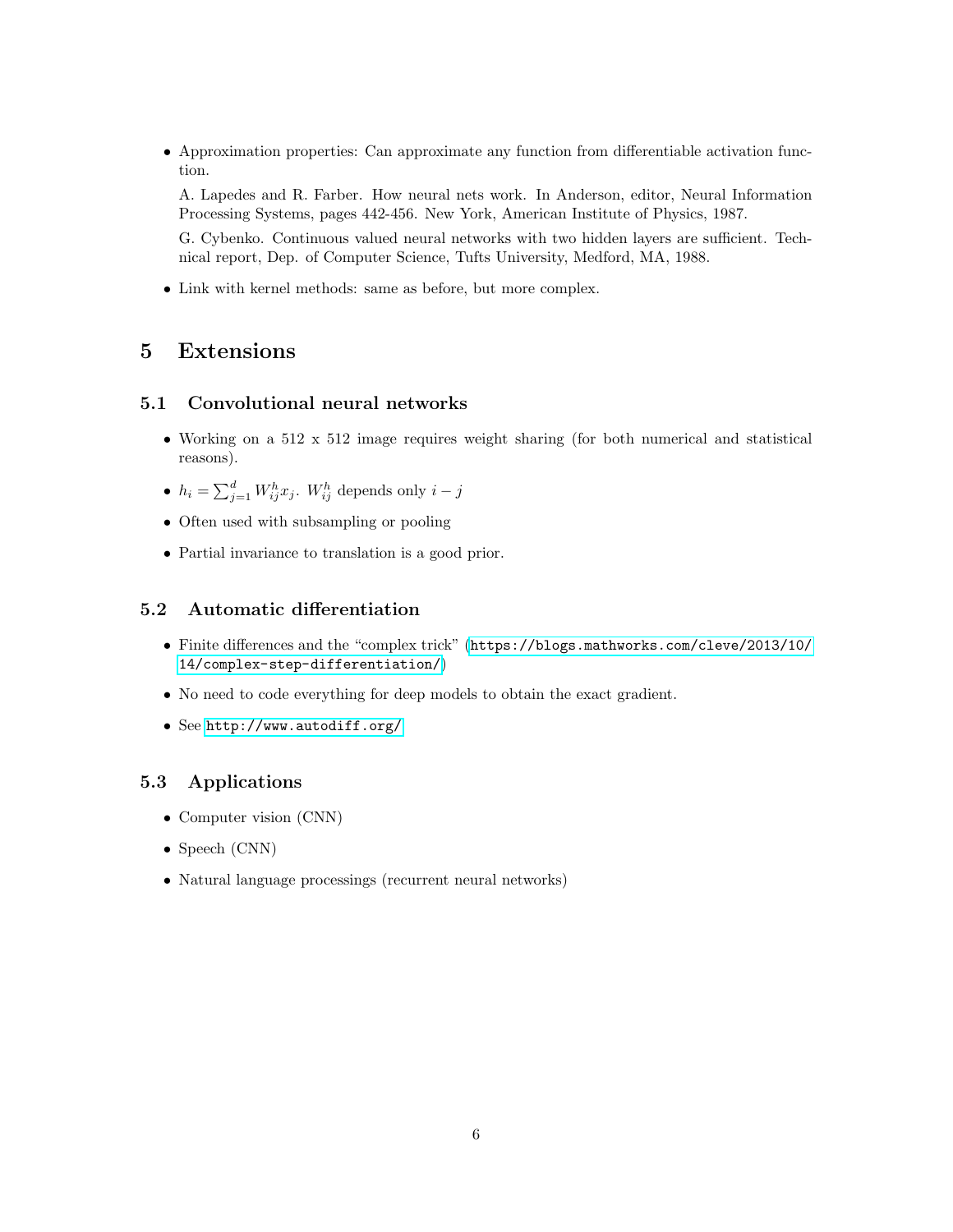- Approximation properties: Can approximate any function from differentiable activation function.

  A. Lapedes and R. Farber. How neural nets work. In Anderson, editor, Neural Information Processing Systems, pages 442-456. New York, American Institute of Physics, 1987.

  G. Cybenko. Continuous valued neural networks with two hidden layers are sufficient. Technical report, Dep. of Computer Science, Tufts University, Medford, MA, 1988.

- Link with kernel methods: same as before, but more complex.

# 5 Extensions

## 5.1 Convolutional neural networks

- Working on a 512 x 512 image requires weight sharing (for both numerical and statistical reasons).
- $h_i = \sum_{j=1}^{d} W_{ij}^h x_j$. $W_{ij}^h$ depends only $i - j$
- Often used with subsampling or pooling
- Partial invariance to translation is a good prior.

## 5.2 Automatic differentiation

- Finite differences and the "complex trick" (`https://blogs.mathworks.com/cleve/2013/10/14/complex-step-differentiation/`)
- No need to code everything for deep models to obtain the exact gradient.
- See `http://www.autodiff.org/`

## 5.3 Applications

- Computer vision (CNN)
- Speech (CNN)
- Natural language processings (recurrent neural networks)